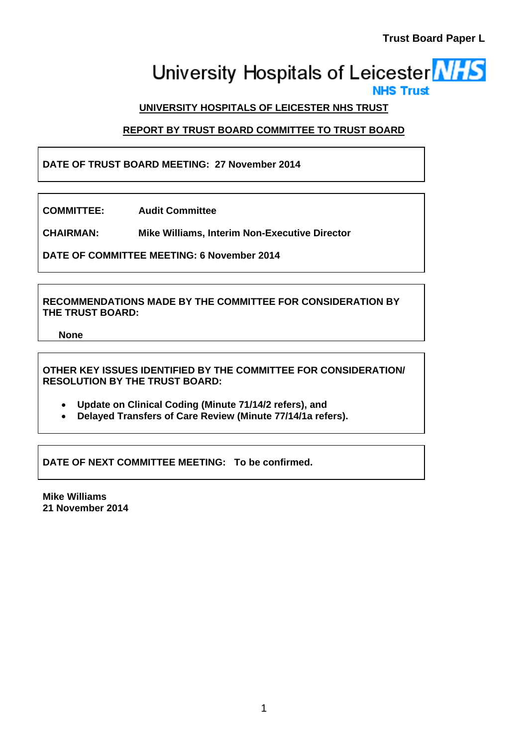**Trust Board Paper L**

University Hospitals of Leicester NHS Trust

**UNIVERSITY HOSPITALS OF LEICESTER NHS TRUST**

**REPORT BY TRUST BOARD COMMITTEE TO TRUST BOARD**

**DATE OF TRUST BOARD MEETING: 27 November 2014**

**COMMITTEE:** **Audit Committee**

**CHAIRMAN:** **Mike Williams, Interim Non-Executive Director**

**DATE OF COMMITTEE MEETING: 6 November 2014**

**RECOMMENDATIONS MADE BY THE COMMITTEE FOR CONSIDERATION BY THE TRUST BOARD:**

**None**

**OTHER KEY ISSUES IDENTIFIED BY THE COMMITTEE FOR CONSIDERATION/ RESOLUTION BY THE TRUST BOARD:**

- **Update on Clinical Coding (Minute 71/14/2 refers), and**
- **Delayed Transfers of Care Review (Minute 77/14/1a refers).**

**DATE OF NEXT COMMITTEE MEETING: To be confirmed.**

**Mike Williams**
**21 November 2014**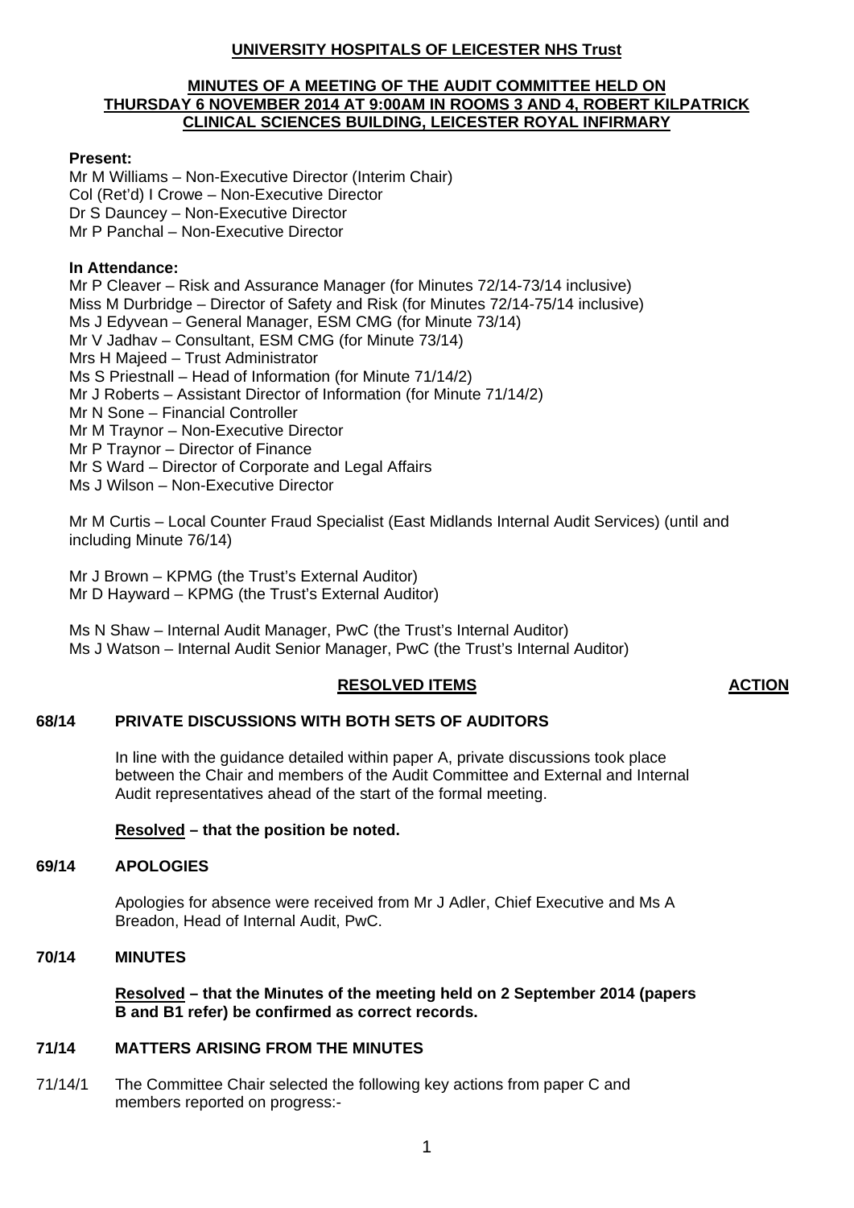**UNIVERSITY HOSPITALS OF LEICESTER NHS Trust**

**MINUTES OF A MEETING OF THE AUDIT COMMITTEE HELD ON THURSDAY 6 NOVEMBER 2014 AT 9:00AM IN ROOMS 3 AND 4, ROBERT KILPATRICK CLINICAL SCIENCES BUILDING, LEICESTER ROYAL INFIRMARY**

**Present:**

Mr M Williams – Non-Executive Director (Interim Chair)
Col (Ret'd) I Crowe – Non-Executive Director
Dr S Dauncey – Non-Executive Director
Mr P Panchal – Non-Executive Director

**In Attendance:**

Mr P Cleaver – Risk and Assurance Manager (for Minutes 72/14-73/14 inclusive)
Miss M Durbridge – Director of Safety and Risk (for Minutes 72/14-75/14 inclusive)
Ms J Edyvean – General Manager, ESM CMG (for Minute 73/14)
Mr V Jadhav – Consultant, ESM CMG (for Minute 73/14)
Mrs H Majeed – Trust Administrator
Ms S Priestnall – Head of Information (for Minute 71/14/2)
Mr J Roberts – Assistant Director of Information (for Minute 71/14/2)
Mr N Sone – Financial Controller
Mr M Traynor – Non-Executive Director
Mr P Traynor – Director of Finance
Mr S Ward – Director of Corporate and Legal Affairs
Ms J Wilson – Non-Executive Director

Mr M Curtis – Local Counter Fraud Specialist (East Midlands Internal Audit Services) (until and including Minute 76/14)

Mr J Brown – KPMG (the Trust's External Auditor)
Mr D Hayward – KPMG (the Trust's External Auditor)

Ms N Shaw – Internal Audit Manager, PwC (the Trust's Internal Auditor)
Ms J Watson – Internal Audit Senior Manager, PwC (the Trust's Internal Auditor)

**RESOLVED ITEMS** **ACTION**

**68/14 PRIVATE DISCUSSIONS WITH BOTH SETS OF AUDITORS**

In line with the guidance detailed within paper A, private discussions took place between the Chair and members of the Audit Committee and External and Internal Audit representatives ahead of the start of the formal meeting.

**Resolved – that the position be noted.**

**69/14 APOLOGIES**

Apologies for absence were received from Mr J Adler, Chief Executive and Ms A Breadon, Head of Internal Audit, PwC.

**70/14 MINUTES**

**Resolved – that the Minutes of the meeting held on 2 September 2014 (papers B and B1 refer) be confirmed as correct records.**

**71/14 MATTERS ARISING FROM THE MINUTES**

71/14/1 The Committee Chair selected the following key actions from paper C and members reported on progress:-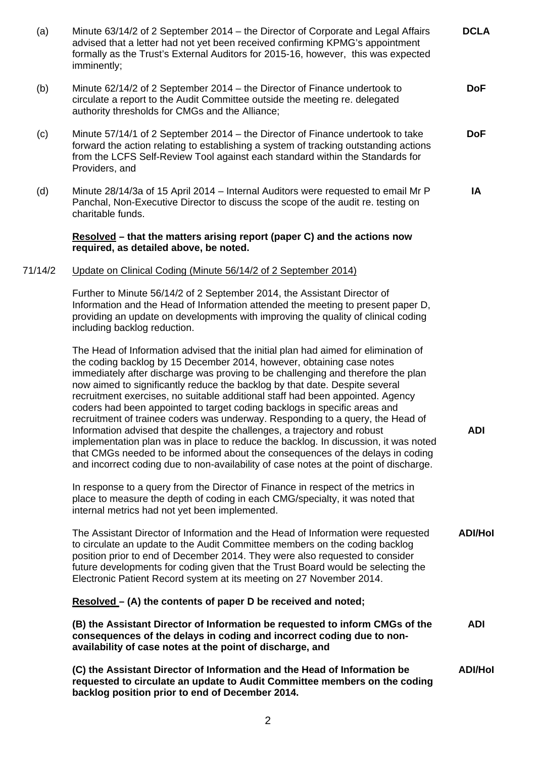(a) Minute 63/14/2 of 2 September 2014 – the Director of Corporate and Legal Affairs advised that a letter had not yet been received confirming KPMG's appointment formally as the Trust's External Auditors for 2015-16, however, this was expected imminently; **DCLA**

(b) Minute 62/14/2 of 2 September 2014 – the Director of Finance undertook to circulate a report to the Audit Committee outside the meeting re. delegated authority thresholds for CMGs and the Alliance; **DoF**

(c) Minute 57/14/1 of 2 September 2014 – the Director of Finance undertook to take forward the action relating to establishing a system of tracking outstanding actions from the LCFS Self-Review Tool against each standard within the Standards for Providers, and **DoF**

(d) Minute 28/14/3a of 15 April 2014 – Internal Auditors were requested to email Mr P Panchal, Non-Executive Director to discuss the scope of the audit re. testing on charitable funds. **IA**

**Resolved – that the matters arising report (paper C) and the actions now required, as detailed above, be noted.**

71/14/2 Update on Clinical Coding (Minute 56/14/2 of 2 September 2014)

Further to Minute 56/14/2 of 2 September 2014, the Assistant Director of Information and the Head of Information attended the meeting to present paper D, providing an update on developments with improving the quality of clinical coding including backlog reduction.

The Head of Information advised that the initial plan had aimed for elimination of the coding backlog by 15 December 2014, however, obtaining case notes immediately after discharge was proving to be challenging and therefore the plan now aimed to significantly reduce the backlog by that date. Despite several recruitment exercises, no suitable additional staff had been appointed. Agency coders had been appointed to target coding backlogs in specific areas and recruitment of trainee coders was underway. Responding to a query, the Head of Information advised that despite the challenges, a trajectory and robust implementation plan was in place to reduce the backlog. In discussion, it was noted that CMGs needed to be informed about the consequences of the delays in coding and incorrect coding due to non-availability of case notes at the point of discharge. **ADI**

In response to a query from the Director of Finance in respect of the metrics in place to measure the depth of coding in each CMG/specialty, it was noted that internal metrics had not yet been implemented.

The Assistant Director of Information and the Head of Information were requested to circulate an update to the Audit Committee members on the coding backlog position prior to end of December 2014. They were also requested to consider future developments for coding given that the Trust Board would be selecting the Electronic Patient Record system at its meeting on 27 November 2014. **ADI/HoI**

**Resolved – (A) the contents of paper D be received and noted;**

**(B) the Assistant Director of Information be requested to inform CMGs of the consequences of the delays in coding and incorrect coding due to non-availability of case notes at the point of discharge, and** **ADI**

**(C) the Assistant Director of Information and the Head of Information be requested to circulate an update to Audit Committee members on the coding backlog position prior to end of December 2014.** **ADI/HoI**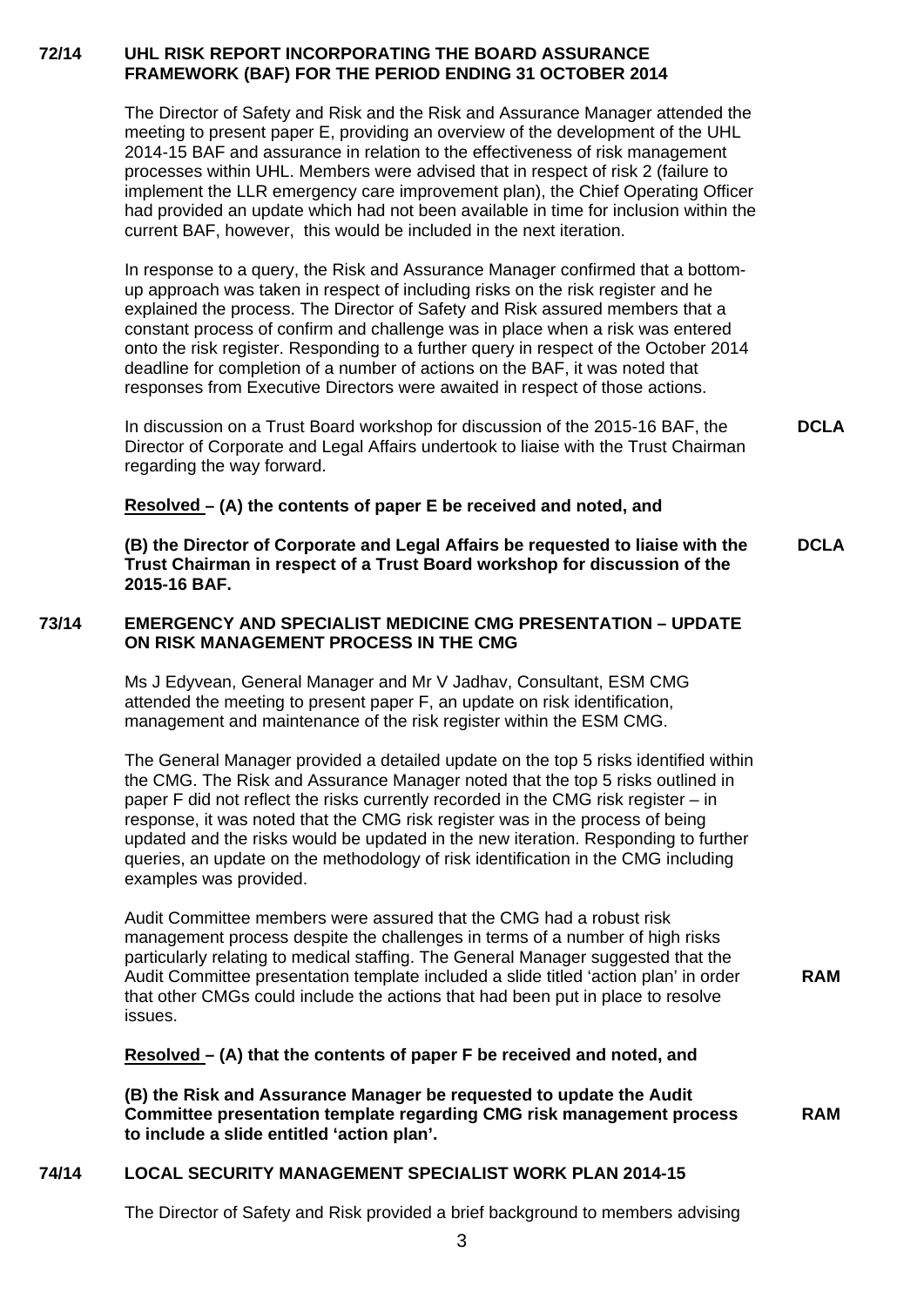**72/14 UHL RISK REPORT INCORPORATING THE BOARD ASSURANCE FRAMEWORK (BAF) FOR THE PERIOD ENDING 31 OCTOBER 2014**

The Director of Safety and Risk and the Risk and Assurance Manager attended the meeting to present paper E, providing an overview of the development of the UHL 2014-15 BAF and assurance in relation to the effectiveness of risk management processes within UHL. Members were advised that in respect of risk 2 (failure to implement the LLR emergency care improvement plan), the Chief Operating Officer had provided an update which had not been available in time for inclusion within the current BAF, however, this would be included in the next iteration.

In response to a query, the Risk and Assurance Manager confirmed that a bottom-up approach was taken in respect of including risks on the risk register and he explained the process. The Director of Safety and Risk assured members that a constant process of confirm and challenge was in place when a risk was entered onto the risk register. Responding to a further query in respect of the October 2014 deadline for completion of a number of actions on the BAF, it was noted that responses from Executive Directors were awaited in respect of those actions.

In discussion on a Trust Board workshop for discussion of the 2015-16 BAF, the Director of Corporate and Legal Affairs undertook to liaise with the Trust Chairman regarding the way forward. **DCLA**

**Resolved – (A) the contents of paper E be received and noted, and**

**(B) the Director of Corporate and Legal Affairs be requested to liaise with the Trust Chairman in respect of a Trust Board workshop for discussion of the 2015-16 BAF.** **DCLA**

**73/14 EMERGENCY AND SPECIALIST MEDICINE CMG PRESENTATION – UPDATE ON RISK MANAGEMENT PROCESS IN THE CMG**

Ms J Edyvean, General Manager and Mr V Jadhav, Consultant, ESM CMG attended the meeting to present paper F, an update on risk identification, management and maintenance of the risk register within the ESM CMG.

The General Manager provided a detailed update on the top 5 risks identified within the CMG. The Risk and Assurance Manager noted that the top 5 risks outlined in paper F did not reflect the risks currently recorded in the CMG risk register – in response, it was noted that the CMG risk register was in the process of being updated and the risks would be updated in the new iteration. Responding to further queries, an update on the methodology of risk identification in the CMG including examples was provided.

Audit Committee members were assured that the CMG had a robust risk management process despite the challenges in terms of a number of high risks particularly relating to medical staffing. The General Manager suggested that the Audit Committee presentation template included a slide titled 'action plan' in order that other CMGs could include the actions that had been put in place to resolve issues. **RAM**

**Resolved – (A) that the contents of paper F be received and noted, and**

**(B) the Risk and Assurance Manager be requested to update the Audit Committee presentation template regarding CMG risk management process to include a slide entitled 'action plan'.** **RAM**

**74/14 LOCAL SECURITY MANAGEMENT SPECIALIST WORK PLAN 2014-15**

The Director of Safety and Risk provided a brief background to members advising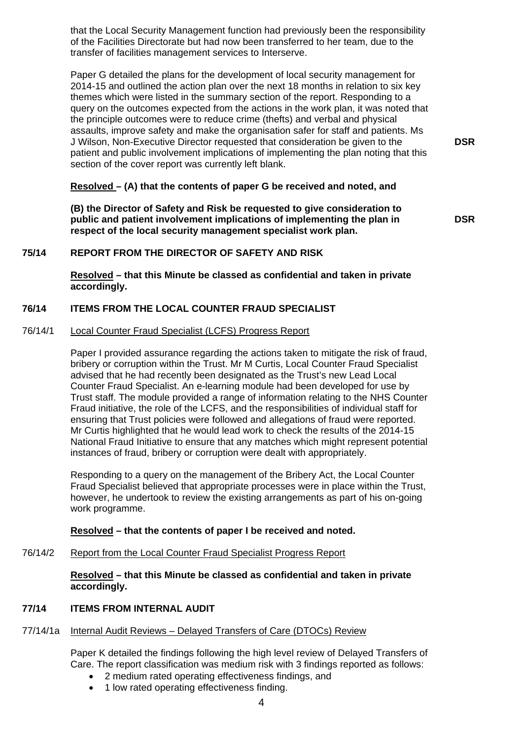that the Local Security Management function had previously been the responsibility of the Facilities Directorate but had now been transferred to her team, due to the transfer of facilities management services to Interserve.

Paper G detailed the plans for the development of local security management for 2014-15 and outlined the action plan over the next 18 months in relation to six key themes which were listed in the summary section of the report. Responding to a query on the outcomes expected from the actions in the work plan, it was noted that the principle outcomes were to reduce crime (thefts) and verbal and physical assaults, improve safety and make the organisation safer for staff and patients. Ms J Wilson, Non-Executive Director requested that consideration be given to the patient and public involvement implications of implementing the plan noting that this section of the cover report was currently left blank. **DSR**

**Resolved – (A) that the contents of paper G be received and noted, and**

**(B) the Director of Safety and Risk be requested to give consideration to public and patient involvement implications of implementing the plan in respect of the local security management specialist work plan.** **DSR**

## 75/14 REPORT FROM THE DIRECTOR OF SAFETY AND RISK

**Resolved – that this Minute be classed as confidential and taken in private accordingly.**

## 76/14 ITEMS FROM THE LOCAL COUNTER FRAUD SPECIALIST

76/14/1 Local Counter Fraud Specialist (LCFS) Progress Report

Paper I provided assurance regarding the actions taken to mitigate the risk of fraud, bribery or corruption within the Trust. Mr M Curtis, Local Counter Fraud Specialist advised that he had recently been designated as the Trust's new Lead Local Counter Fraud Specialist. An e-learning module had been developed for use by Trust staff. The module provided a range of information relating to the NHS Counter Fraud initiative, the role of the LCFS, and the responsibilities of individual staff for ensuring that Trust policies were followed and allegations of fraud were reported. Mr Curtis highlighted that he would lead work to check the results of the 2014-15 National Fraud Initiative to ensure that any matches which might represent potential instances of fraud, bribery or corruption were dealt with appropriately.

Responding to a query on the management of the Bribery Act, the Local Counter Fraud Specialist believed that appropriate processes were in place within the Trust, however, he undertook to review the existing arrangements as part of his on-going work programme.

**Resolved – that the contents of paper I be received and noted.**

76/14/2 Report from the Local Counter Fraud Specialist Progress Report

**Resolved – that this Minute be classed as confidential and taken in private accordingly.**

## 77/14 ITEMS FROM INTERNAL AUDIT

77/14/1a Internal Audit Reviews – Delayed Transfers of Care (DTOCs) Review

Paper K detailed the findings following the high level review of Delayed Transfers of Care. The report classification was medium risk with 3 findings reported as follows:

- 2 medium rated operating effectiveness findings, and
- 1 low rated operating effectiveness finding.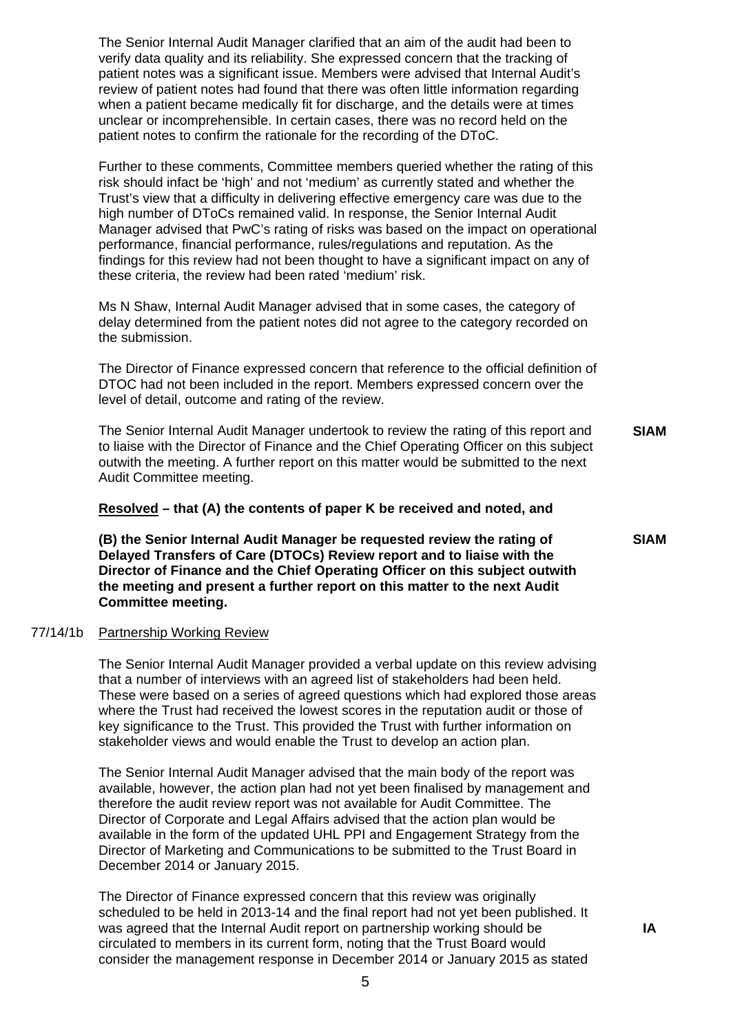The Senior Internal Audit Manager clarified that an aim of the audit had been to verify data quality and its reliability. She expressed concern that the tracking of patient notes was a significant issue. Members were advised that Internal Audit's review of patient notes had found that there was often little information regarding when a patient became medically fit for discharge, and the details were at times unclear or incomprehensible. In certain cases, there was no record held on the patient notes to confirm the rationale for the recording of the DToC.

Further to these comments, Committee members queried whether the rating of this risk should infact be 'high' and not 'medium' as currently stated and whether the Trust's view that a difficulty in delivering effective emergency care was due to the high number of DToCs remained valid. In response, the Senior Internal Audit Manager advised that PwC's rating of risks was based on the impact on operational performance, financial performance, rules/regulations and reputation. As the findings for this review had not been thought to have a significant impact on any of these criteria, the review had been rated 'medium' risk.

Ms N Shaw, Internal Audit Manager advised that in some cases, the category of delay determined from the patient notes did not agree to the category recorded on the submission.

The Director of Finance expressed concern that reference to the official definition of DTOC had not been included in the report. Members expressed concern over the level of detail, outcome and rating of the review.

The Senior Internal Audit Manager undertook to review the rating of this report and to liaise with the Director of Finance and the Chief Operating Officer on this subject outwith the meeting. A further report on this matter would be submitted to the next Audit Committee meeting. **SIAM**

**<u>Resolved</u> – that (A) the contents of paper K be received and noted, and**

**(B) the Senior Internal Audit Manager be requested review the rating of Delayed Transfers of Care (DTOCs) Review report and to liaise with the Director of Finance and the Chief Operating Officer on this subject outwith the meeting and present a further report on this matter to the next Audit Committee meeting.** **SIAM**

77/14/1b <u>Partnership Working Review</u>

The Senior Internal Audit Manager provided a verbal update on this review advising that a number of interviews with an agreed list of stakeholders had been held. These were based on a series of agreed questions which had explored those areas where the Trust had received the lowest scores in the reputation audit or those of key significance to the Trust. This provided the Trust with further information on stakeholder views and would enable the Trust to develop an action plan.

The Senior Internal Audit Manager advised that the main body of the report was available, however, the action plan had not yet been finalised by management and therefore the audit review report was not available for Audit Committee. The Director of Corporate and Legal Affairs advised that the action plan would be available in the form of the updated UHL PPI and Engagement Strategy from the Director of Marketing and Communications to be submitted to the Trust Board in December 2014 or January 2015.

The Director of Finance expressed concern that this review was originally scheduled to be held in 2013-14 and the final report had not yet been published. It was agreed that the Internal Audit report on partnership working should be circulated to members in its current form, noting that the Trust Board would consider the management response in December 2014 or January 2015 as stated **IA**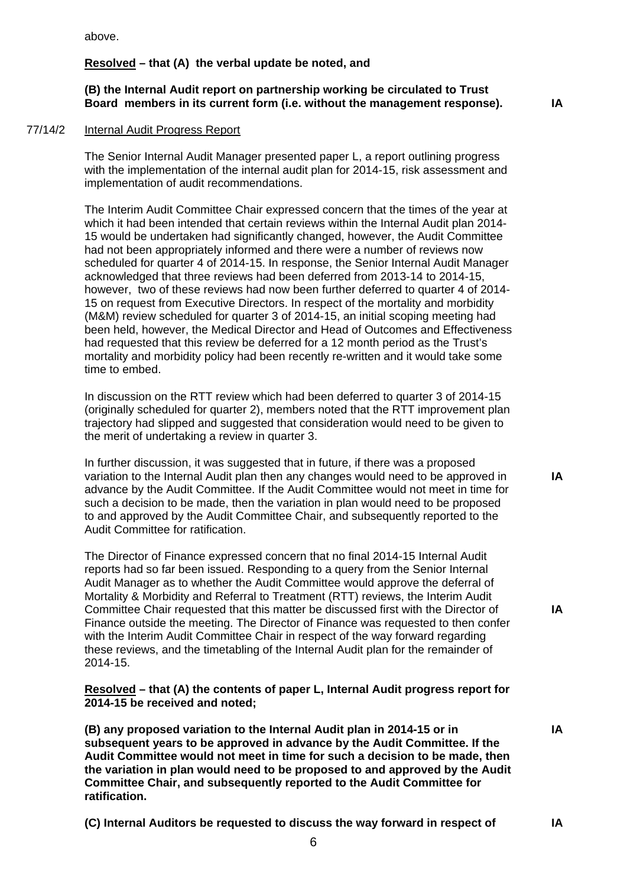above.

**Resolved – that (A) the verbal update be noted, and**

**(B) the Internal Audit report on partnership working be circulated to Trust Board members in its current form (i.e. without the management response).** **IA**

77/14/2 Internal Audit Progress Report

The Senior Internal Audit Manager presented paper L, a report outlining progress with the implementation of the internal audit plan for 2014-15, risk assessment and implementation of audit recommendations.

The Interim Audit Committee Chair expressed concern that the times of the year at which it had been intended that certain reviews within the Internal Audit plan 2014-15 would be undertaken had significantly changed, however, the Audit Committee had not been appropriately informed and there were a number of reviews now scheduled for quarter 4 of 2014-15. In response, the Senior Internal Audit Manager acknowledged that three reviews had been deferred from 2013-14 to 2014-15, however, two of these reviews had now been further deferred to quarter 4 of 2014-15 on request from Executive Directors. In respect of the mortality and morbidity (M&M) review scheduled for quarter 3 of 2014-15, an initial scoping meeting had been held, however, the Medical Director and Head of Outcomes and Effectiveness had requested that this review be deferred for a 12 month period as the Trust's mortality and morbidity policy had been recently re-written and it would take some time to embed.

In discussion on the RTT review which had been deferred to quarter 3 of 2014-15 (originally scheduled for quarter 2), members noted that the RTT improvement plan trajectory had slipped and suggested that consideration would need to be given to the merit of undertaking a review in quarter 3.

In further discussion, it was suggested that in future, if there was a proposed variation to the Internal Audit plan then any changes would need to be approved in advance by the Audit Committee. If the Audit Committee would not meet in time for such a decision to be made, then the variation in plan would need to be proposed to and approved by the Audit Committee Chair, and subsequently reported to the Audit Committee for ratification. **IA**

The Director of Finance expressed concern that no final 2014-15 Internal Audit reports had so far been issued. Responding to a query from the Senior Internal Audit Manager as to whether the Audit Committee would approve the deferral of Mortality & Morbidity and Referral to Treatment (RTT) reviews, the Interim Audit Committee Chair requested that this matter be discussed first with the Director of Finance outside the meeting. The Director of Finance was requested to then confer with the Interim Audit Committee Chair in respect of the way forward regarding these reviews, and the timetabling of the Internal Audit plan for the remainder of 2014-15. **IA**

**Resolved – that (A) the contents of paper L, Internal Audit progress report for 2014-15 be received and noted;**

**(B) any proposed variation to the Internal Audit plan in 2014-15 or in subsequent years to be approved in advance by the Audit Committee. If the Audit Committee would not meet in time for such a decision to be made, then the variation in plan would need to be proposed to and approved by the Audit Committee Chair, and subsequently reported to the Audit Committee for ratification.** **IA**

**(C) Internal Auditors be requested to discuss the way forward in respect of** **IA**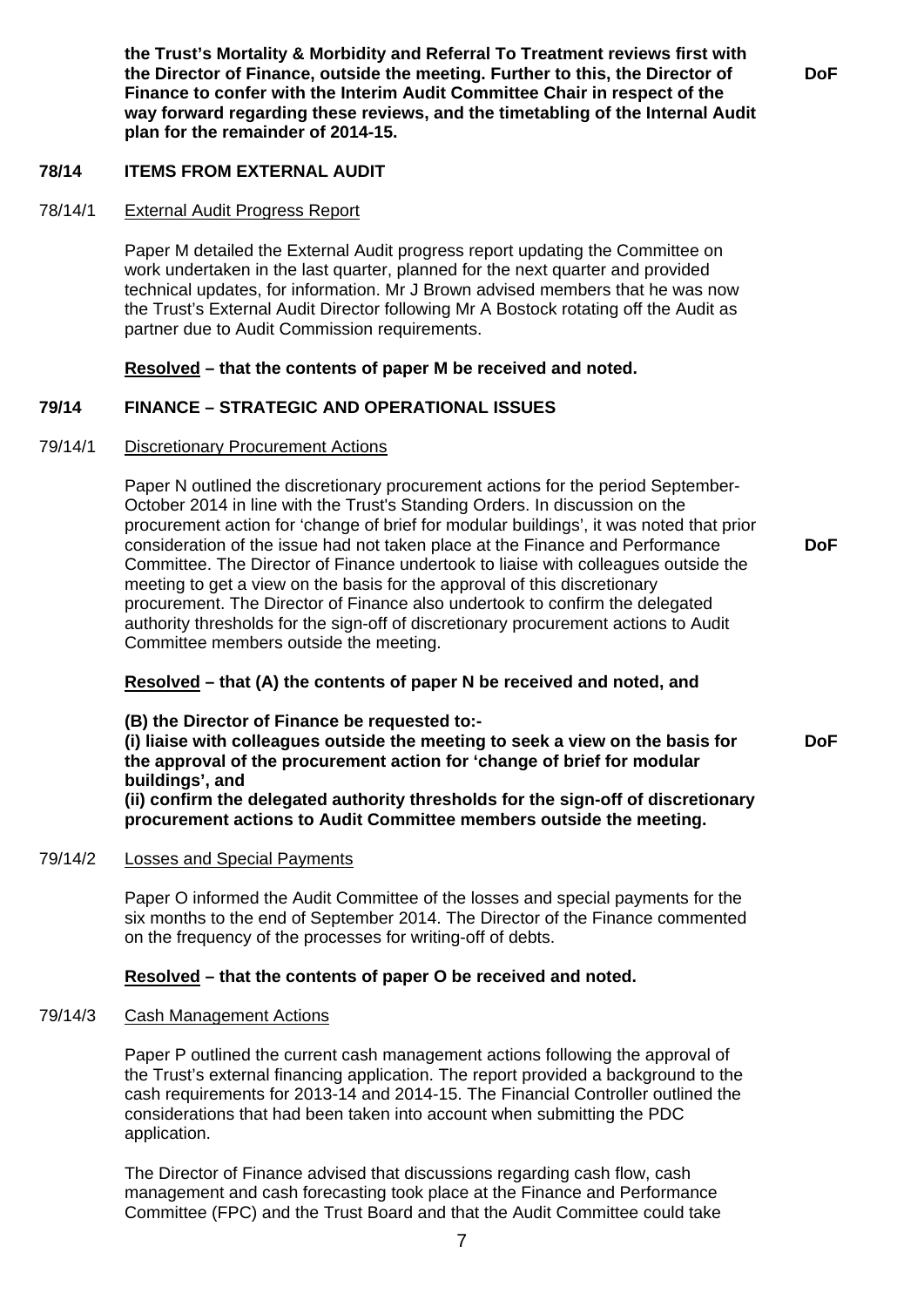**the Trust's Mortality & Morbidity and Referral To Treatment reviews first with the Director of Finance, outside the meeting. Further to this, the Director of Finance to confer with the Interim Audit Committee Chair in respect of the way forward regarding these reviews, and the timetabling of the Internal Audit plan for the remainder of 2014-15.** **DoF**

**78/14 ITEMS FROM EXTERNAL AUDIT**

78/14/1 External Audit Progress Report

Paper M detailed the External Audit progress report updating the Committee on work undertaken in the last quarter, planned for the next quarter and provided technical updates, for information. Mr J Brown advised members that he was now the Trust's External Audit Director following Mr A Bostock rotating off the Audit as partner due to Audit Commission requirements.

**Resolved – that the contents of paper M be received and noted.**

**79/14 FINANCE – STRATEGIC AND OPERATIONAL ISSUES**

79/14/1 Discretionary Procurement Actions

Paper N outlined the discretionary procurement actions for the period September-October 2014 in line with the Trust's Standing Orders. In discussion on the procurement action for 'change of brief for modular buildings', it was noted that prior consideration of the issue had not taken place at the Finance and Performance Committee. The Director of Finance undertook to liaise with colleagues outside the meeting to get a view on the basis for the approval of this discretionary procurement. The Director of Finance also undertook to confirm the delegated authority thresholds for the sign-off of discretionary procurement actions to Audit Committee members outside the meeting. **DoF**

**Resolved – that (A) the contents of paper N be received and noted, and**

**(B) the Director of Finance be requested to:-**
**(i) liaise with colleagues outside the meeting to seek a view on the basis for the approval of the procurement action for 'change of brief for modular buildings', and**
**(ii) confirm the delegated authority thresholds for the sign-off of discretionary procurement actions to Audit Committee members outside the meeting.** **DoF**

79/14/2 Losses and Special Payments

Paper O informed the Audit Committee of the losses and special payments for the six months to the end of September 2014. The Director of the Finance commented on the frequency of the processes for writing-off of debts.

**Resolved – that the contents of paper O be received and noted.**

79/14/3 Cash Management Actions

Paper P outlined the current cash management actions following the approval of the Trust's external financing application. The report provided a background to the cash requirements for 2013-14 and 2014-15. The Financial Controller outlined the considerations that had been taken into account when submitting the PDC application.

The Director of Finance advised that discussions regarding cash flow, cash management and cash forecasting took place at the Finance and Performance Committee (FPC) and the Trust Board and that the Audit Committee could take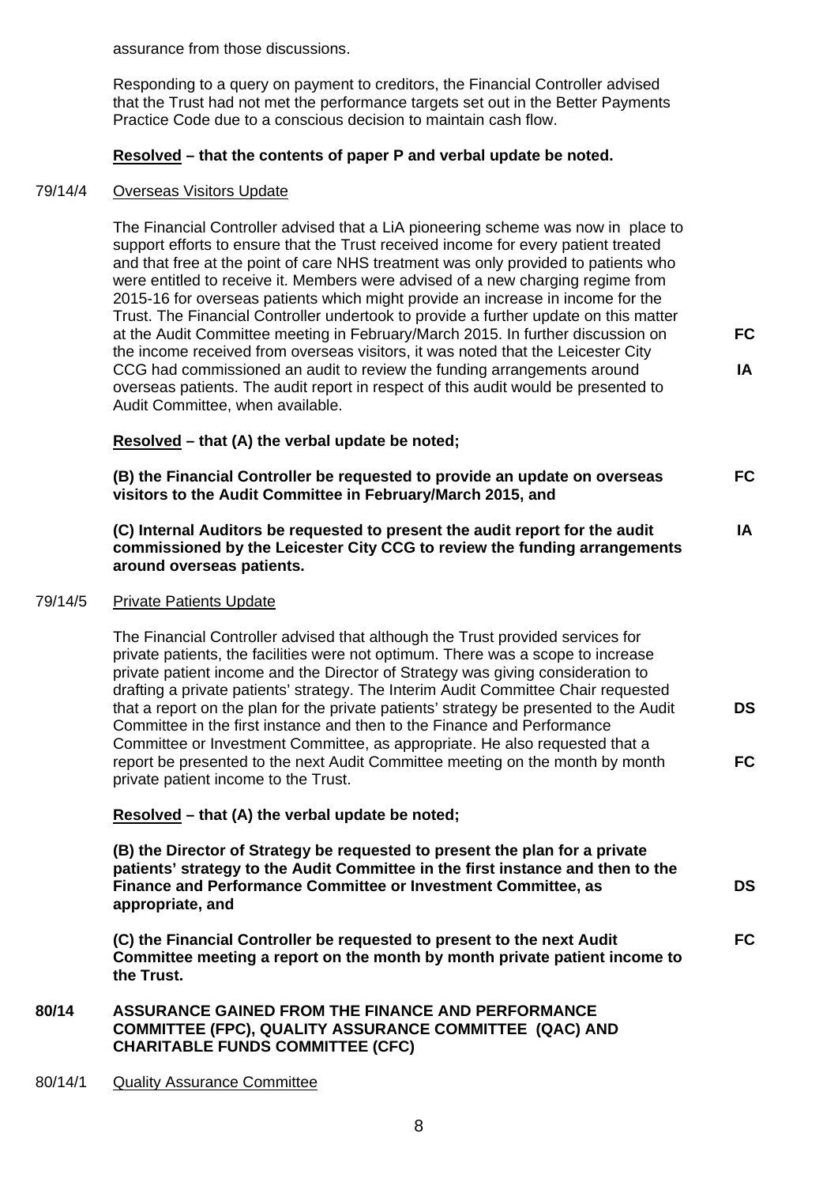assurance from those discussions.

Responding to a query on payment to creditors, the Financial Controller advised that the Trust had not met the performance targets set out in the Better Payments Practice Code due to a conscious decision to maintain cash flow.

**Resolved – that the contents of paper P and verbal update be noted.**

79/14/4 Overseas Visitors Update

The Financial Controller advised that a LiA pioneering scheme was now in place to support efforts to ensure that the Trust received income for every patient treated and that free at the point of care NHS treatment was only provided to patients who were entitled to receive it. Members were advised of a new charging regime from 2015-16 for overseas patients which might provide an increase in income for the Trust. The Financial Controller undertook to provide a further update on this matter at the Audit Committee meeting in February/March 2015. In further discussion on the income received from overseas visitors, it was noted that the Leicester City CCG had commissioned an audit to review the funding arrangements around overseas patients. The audit report in respect of this audit would be presented to Audit Committee, when available. **FC** **IA**

**Resolved – that (A) the verbal update be noted;**

**(B) the Financial Controller be requested to provide an update on overseas visitors to the Audit Committee in February/March 2015, and** **FC**

**(C) Internal Auditors be requested to present the audit report for the audit commissioned by the Leicester City CCG to review the funding arrangements around overseas patients.** **IA**

79/14/5 Private Patients Update

The Financial Controller advised that although the Trust provided services for private patients, the facilities were not optimum. There was a scope to increase private patient income and the Director of Strategy was giving consideration to drafting a private patients' strategy. The Interim Audit Committee Chair requested that a report on the plan for the private patients' strategy be presented to the Audit Committee in the first instance and then to the Finance and Performance Committee or Investment Committee, as appropriate. He also requested that a report be presented to the next Audit Committee meeting on the month by month private patient income to the Trust. **DS** **FC**

**Resolved – that (A) the verbal update be noted;**

**(B) the Director of Strategy be requested to present the plan for a private patients' strategy to the Audit Committee in the first instance and then to the Finance and Performance Committee or Investment Committee, as appropriate, and** **DS**

**(C) the Financial Controller be requested to present to the next Audit Committee meeting a report on the month by month private patient income to the Trust.** **FC**

**80/14 ASSURANCE GAINED FROM THE FINANCE AND PERFORMANCE COMMITTEE (FPC), QUALITY ASSURANCE COMMITTEE (QAC) AND CHARITABLE FUNDS COMMITTEE (CFC)**

80/14/1 Quality Assurance Committee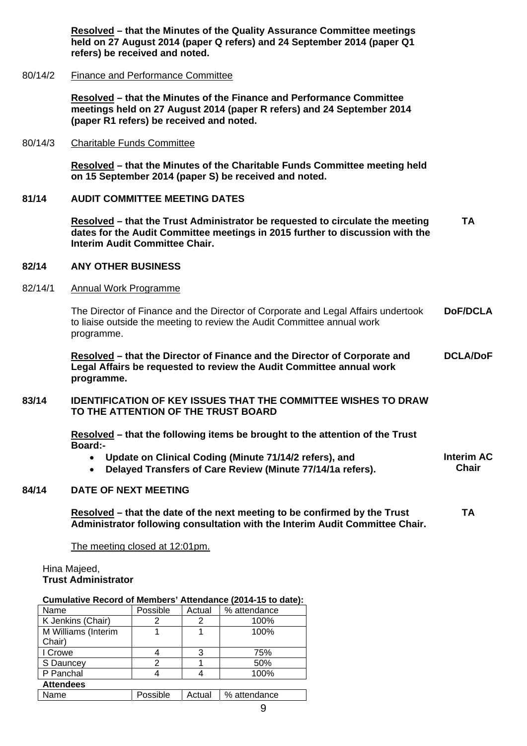**Resolved – that the Minutes of the Quality Assurance Committee meetings held on 27 August 2014 (paper Q refers) and 24 September 2014 (paper Q1 refers) be received and noted.**

80/14/2 Finance and Performance Committee

**Resolved – that the Minutes of the Finance and Performance Committee meetings held on 27 August 2014 (paper R refers) and 24 September 2014 (paper R1 refers) be received and noted.**

80/14/3 Charitable Funds Committee

**Resolved – that the Minutes of the Charitable Funds Committee meeting held on 15 September 2014 (paper S) be received and noted.**

**81/14 AUDIT COMMITTEE MEETING DATES**

**Resolved – that the Trust Administrator be requested to circulate the meeting dates for the Audit Committee meetings in 2015 further to discussion with the Interim Audit Committee Chair.** **TA**

**82/14 ANY OTHER BUSINESS**

82/14/1 Annual Work Programme

The Director of Finance and the Director of Corporate and Legal Affairs undertook to liaise outside the meeting to review the Audit Committee annual work programme. **DoF/DCLA**

**Resolved – that the Director of Finance and the Director of Corporate and Legal Affairs be requested to review the Audit Committee annual work programme.** **DCLA/DoF**

**83/14 IDENTIFICATION OF KEY ISSUES THAT THE COMMITTEE WISHES TO DRAW TO THE ATTENTION OF THE TRUST BOARD**

**Resolved – that the following items be brought to the attention of the Trust Board:-**

- **Update on Clinical Coding (Minute 71/14/2 refers), and**
- **Delayed Transfers of Care Review (Minute 77/14/1a refers).**

**Interim AC Chair**

**84/14 DATE OF NEXT MEETING**

**Resolved – that the date of the next meeting to be confirmed by the Trust Administrator following consultation with the Interim Audit Committee Chair.** **TA**

The meeting closed at 12:01pm.

Hina Majeed,
**Trust Administrator**

**Cumulative Record of Members' Attendance (2014-15 to date):**

| Name | Possible | Actual | % attendance |
|---|---|---|---|
| K Jenkins (Chair) | 2 | 2 | 100% |
| M Williams (Interim Chair) | 1 | 1 | 100% |
| I Crowe | 4 | 3 | 75% |
| S Dauncey | 2 | 1 | 50% |
| P Panchal | 4 | 4 | 100% |

**Attendees**

| Name | Possible | Actual | % attendance |
|---|---|---|---|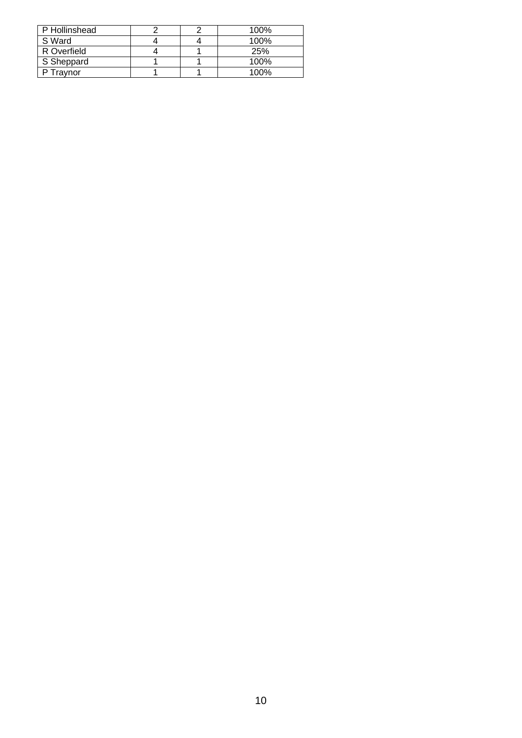| | | | |
|---|---|---|---|
| P Hollinshead | 2 | 2 | 100% |
| S Ward | 4 | 4 | 100% |
| R Overfield | 4 | 1 | 25% |
| S Sheppard | 1 | 1 | 100% |
| P Traynor | 1 | 1 | 100% |